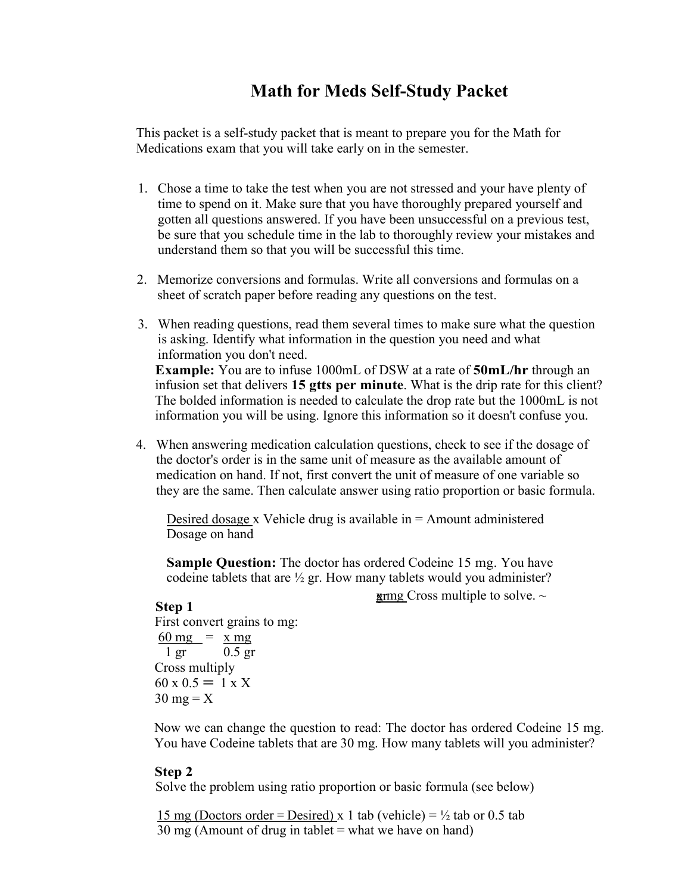# Math for Meds Self-Study Packet

This packet is a self-study packet that is meant to prepare you for the Math for Medications exam that you will take early on in the semester.

1. Chose a time to take the test when you are not stressed and your have plenty of time to spend on it. Make sure that you have thoroughly prepared yourself and gotten all questions answered. If you have been unsuccessful on a previous test, be sure that you schedule time in the lab to thoroughly review your mistakes and understand them so that you will be successful this time.

2. Memorize conversions and formulas. Write all conversions and formulas on a sheet of scratch paper before reading any questions on the test.

3. When reading questions, read them several times to make sure what the question is asking. Identify what information in the question you need and what information you don't need.
   **Example:** You are to infuse 1000mL of DSW at a rate of **50mL/hr** through an infusion set that delivers **15 gtts per minute**. What is the drip rate for this client? The bolded information is needed to calculate the drop rate but the 1000mL is not information you will be using. Ignore this information so it doesn't confuse you.

4. When answering medication calculation questions, check to see if the dosage of the doctor's order is in the same unit of measure as the available amount of medication on hand. If not, first convert the unit of measure of one variable so they are the same. Then calculate answer using ratio proportion or basic formula.

   $$\frac{\text{Desired dosage}}{\text{Dosage on hand}} \times \text{Vehicle drug is available in} = \text{Amount administered}$$

   **Sample Question:** The doctor has ordered Codeine 15 mg. You have codeine tablets that are ½ gr. How many tablets would you administer?

   $\frac{\text{mg}}{\text{gr}}$ Cross multiple to solve. ~

   **Step 1**
   First convert grains to mg:

   $$\frac{60 \text{ mg}}{1 \text{ gr}} = \frac{x \text{ mg}}{0.5 \text{ gr}}$$

   Cross multiply
   $60 \times 0.5 = 1 \times X$
   $30 \text{ mg} = X$

   Now we can change the question to read: The doctor has ordered Codeine 15 mg. You have Codeine tablets that are 30 mg. How many tablets will you administer?

   **Step 2**
   Solve the problem using ratio proportion or basic formula (see below)

   $$\frac{15 \text{ mg (Doctors order = Desired)}}{30 \text{ mg (Amount of drug in tablet = what we have on hand)}} \times 1 \text{ tab (vehicle)} = \tfrac{1}{2} \text{ tab or } 0.5 \text{ tab}$$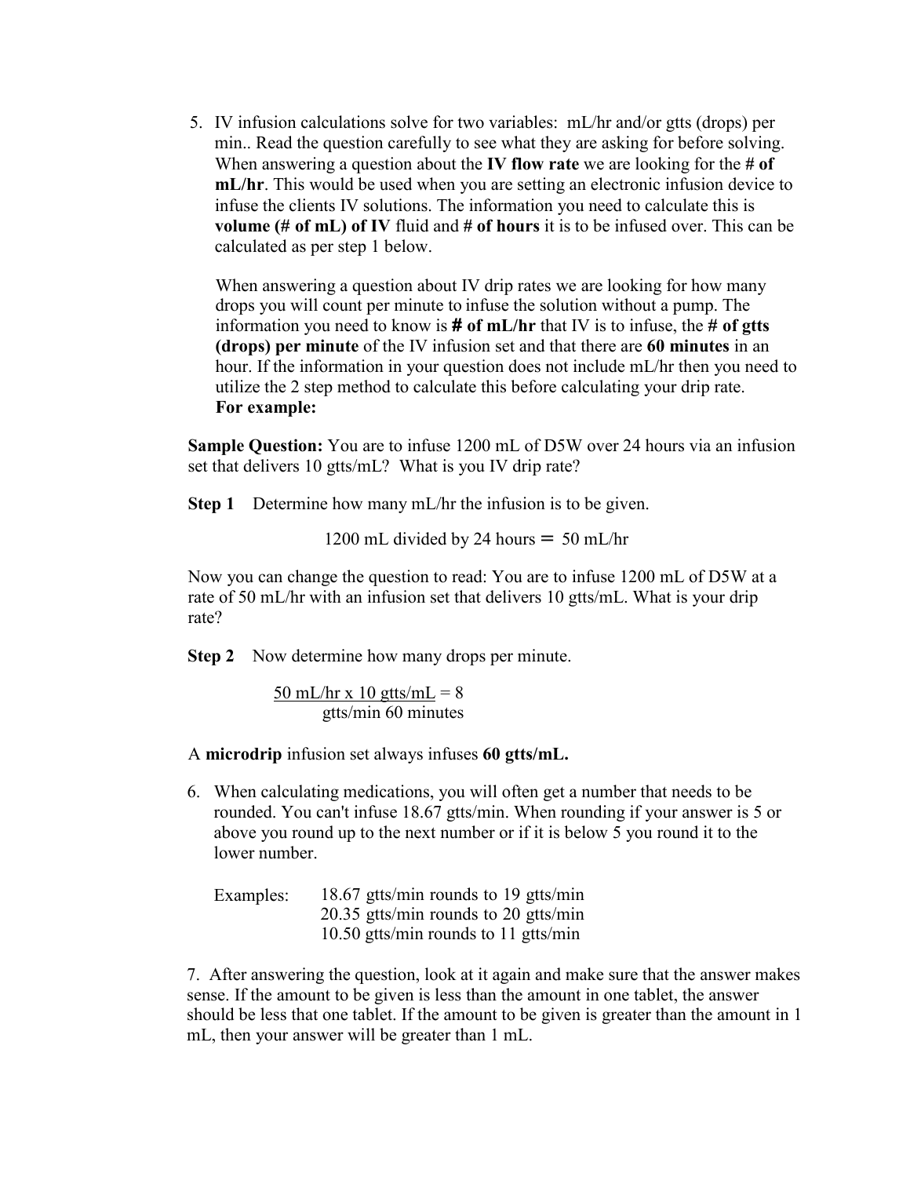5. IV infusion calculations solve for two variables: mL/hr and/or gtts (drops) per min.. Read the question carefully to see what they are asking for before solving. When answering a question about the **IV flow rate** we are looking for the **# of mL/hr**. This would be used when you are setting an electronic infusion device to infuse the clients IV solutions. The information you need to calculate this is **volume (# of mL) of IV** fluid and **# of hours** it is to be infused over. This can be calculated as per step 1 below.

   When answering a question about IV drip rates we are looking for how many drops you will count per minute to infuse the solution without a pump. The information you need to know is **# of mL/hr** that IV is to infuse, the **# of gtts (drops) per minute** of the IV infusion set and that there are **60 minutes** in an hour. If the information in your question does not include mL/hr then you need to utilize the 2 step method to calculate this before calculating your drip rate.
   **For example:**

**Sample Question:** You are to infuse 1200 mL of D5W over 24 hours via an infusion set that delivers 10 gtts/mL? What is you IV drip rate?

**Step 1** Determine how many mL/hr the infusion is to be given.

1200 mL divided by 24 hours = 50 mL/hr

Now you can change the question to read: You are to infuse 1200 mL of D5W at a rate of 50 mL/hr with an infusion set that delivers 10 gtts/mL. What is your drip rate?

**Step 2** Now determine how many drops per minute.

$$\frac{50 \text{ mL/hr} \times 10 \text{ gtts/mL}}{60 \text{ minutes}} = 8 \text{ gtts/min}$$

A **microdrip** infusion set always infuses **60 gtts/mL.**

6. When calculating medications, you will often get a number that needs to be rounded. You can't infuse 18.67 gtts/min. When rounding if your answer is 5 or above you round up to the next number or if it is below 5 you round it to the lower number.

   Examples: 18.67 gtts/min rounds to 19 gtts/min
   20.35 gtts/min rounds to 20 gtts/min
   10.50 gtts/min rounds to 11 gtts/min

7. After answering the question, look at it again and make sure that the answer makes sense. If the amount to be given is less than the amount in one tablet, the answer should be less that one tablet. If the amount to be given is greater than the amount in 1 mL, then your answer will be greater than 1 mL.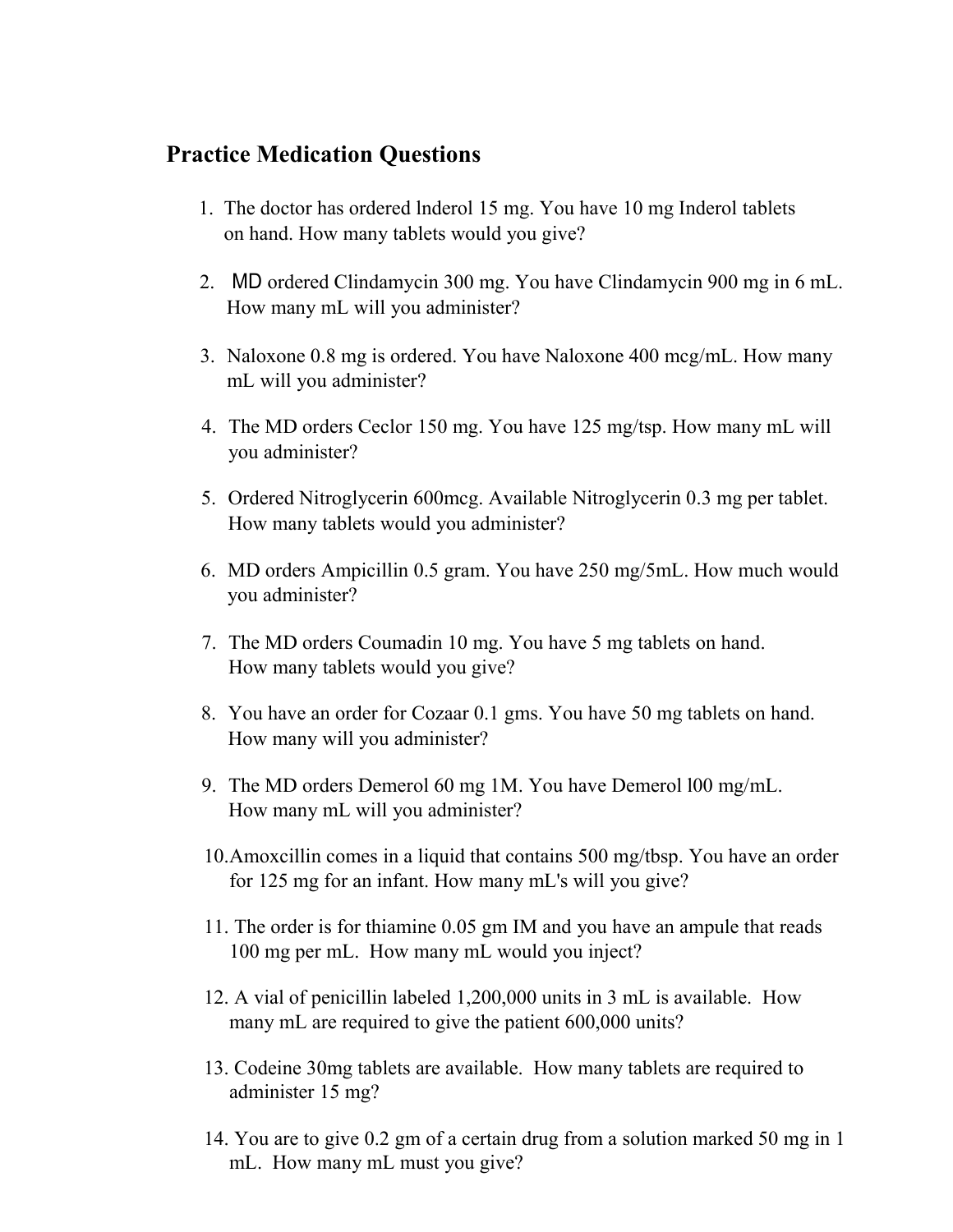## Practice Medication Questions

1. The doctor has ordered lnderol 15 mg. You have 10 mg Inderol tablets on hand. How many tablets would you give?

2. MD ordered Clindamycin 300 mg. You have Clindamycin 900 mg in 6 mL. How many mL will you administer?

3. Naloxone 0.8 mg is ordered. You have Naloxone 400 mcg/mL. How many mL will you administer?

4. The MD orders Ceclor 150 mg. You have 125 mg/tsp. How many mL will you administer?

5. Ordered Nitroglycerin 600mcg. Available Nitroglycerin 0.3 mg per tablet. How many tablets would you administer?

6. MD orders Ampicillin 0.5 gram. You have 250 mg/5mL. How much would you administer?

7. The MD orders Coumadin 10 mg. You have 5 mg tablets on hand. How many tablets would you give?

8. You have an order for Cozaar 0.1 gms. You have 50 mg tablets on hand. How many will you administer?

9. The MD orders Demerol 60 mg 1M. You have Demerol l00 mg/mL. How many mL will you administer?

10. Amoxcillin comes in a liquid that contains 500 mg/tbsp. You have an order for 125 mg for an infant. How many mL's will you give?

11. The order is for thiamine 0.05 gm IM and you have an ampule that reads 100 mg per mL. How many mL would you inject?

12. A vial of penicillin labeled 1,200,000 units in 3 mL is available. How many mL are required to give the patient 600,000 units?

13. Codeine 30mg tablets are available. How many tablets are required to administer 15 mg?

14. You are to give 0.2 gm of a certain drug from a solution marked 50 mg in 1 mL. How many mL must you give?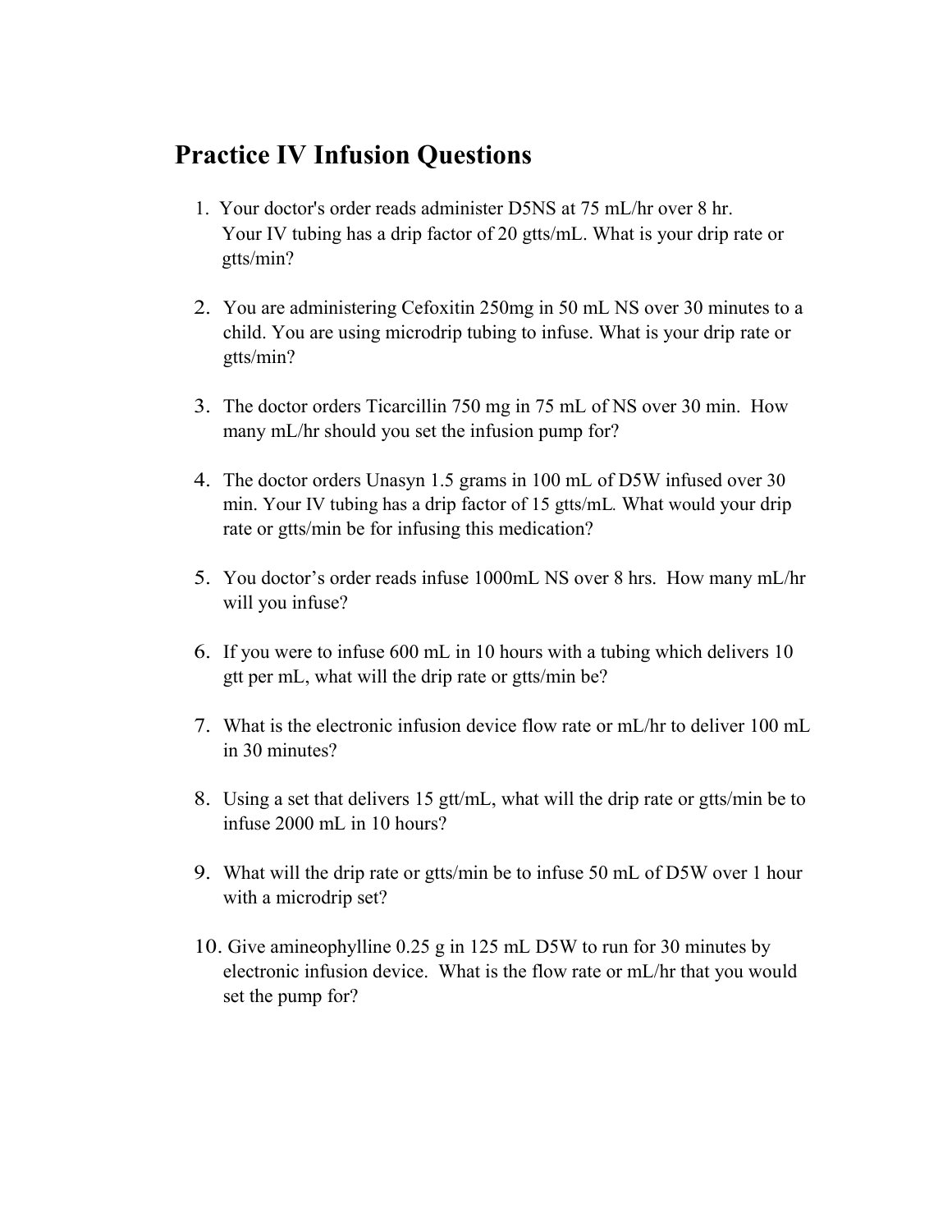# Practice IV Infusion Questions

1. Your doctor's order reads administer D5NS at 75 mL/hr over 8 hr. Your IV tubing has a drip factor of 20 gtts/mL. What is your drip rate or gtts/min?

2. You are administering Cefoxitin 250mg in 50 mL NS over 30 minutes to a child. You are using microdrip tubing to infuse. What is your drip rate or gtts/min?

3. The doctor orders Ticarcillin 750 mg in 75 mL of NS over 30 min. How many mL/hr should you set the infusion pump for?

4. The doctor orders Unasyn 1.5 grams in 100 mL of D5W infused over 30 min. Your IV tubing has a drip factor of 15 gtts/mL. What would your drip rate or gtts/min be for infusing this medication?

5. You doctor's order reads infuse 1000mL NS over 8 hrs. How many mL/hr will you infuse?

6. If you were to infuse 600 mL in 10 hours with a tubing which delivers 10 gtt per mL, what will the drip rate or gtts/min be?

7. What is the electronic infusion device flow rate or mL/hr to deliver 100 mL in 30 minutes?

8. Using a set that delivers 15 gtt/mL, what will the drip rate or gtts/min be to infuse 2000 mL in 10 hours?

9. What will the drip rate or gtts/min be to infuse 50 mL of D5W over 1 hour with a microdrip set?

10. Give amineophylline 0.25 g in 125 mL D5W to run for 30 minutes by electronic infusion device. What is the flow rate or mL/hr that you would set the pump for?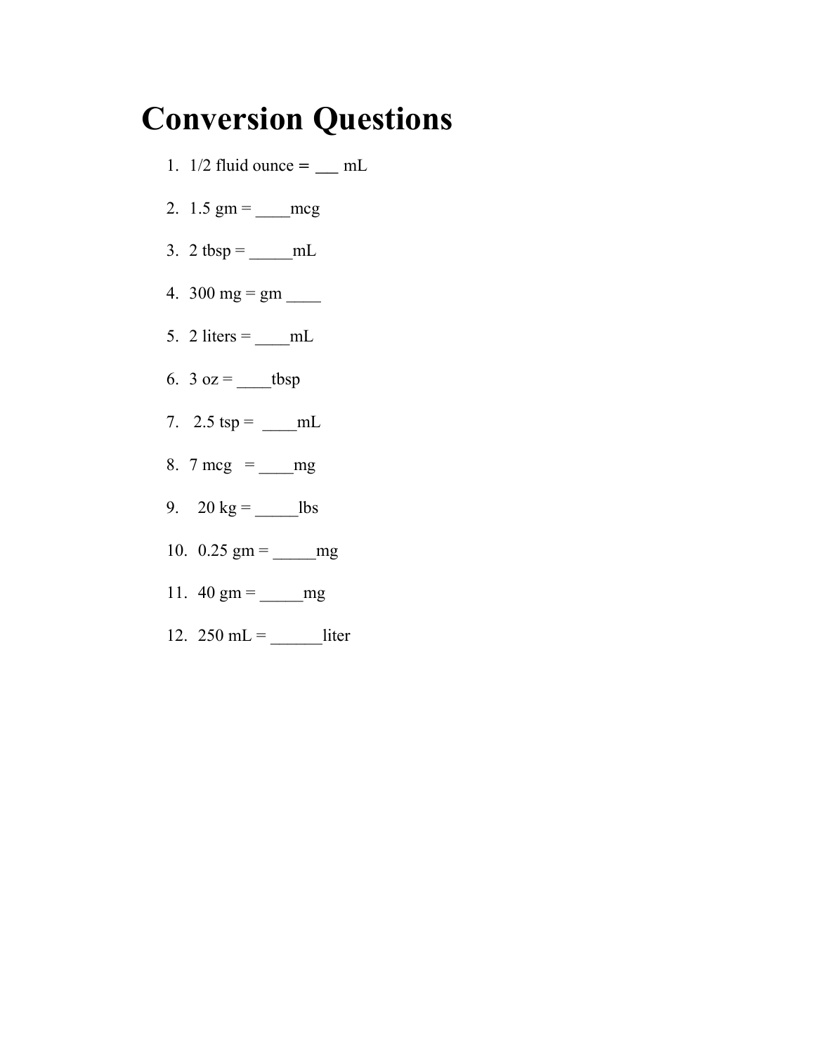# Conversion Questions

1. 1/2 fluid ounce = ___ mL
2. 1.5 gm = ____mcg
3. 2 tbsp = _____mL
4. 300 mg = gm ____
5. 2 liters = ____mL
6. 3 oz = ____tbsp
7. 2.5 tsp = ____mL
8. 7 mcg = ____mg
9. 20 kg = _____lbs
10. 0.25 gm = _____mg
11. 40 gm = _____mg
12. 250 mL = ______liter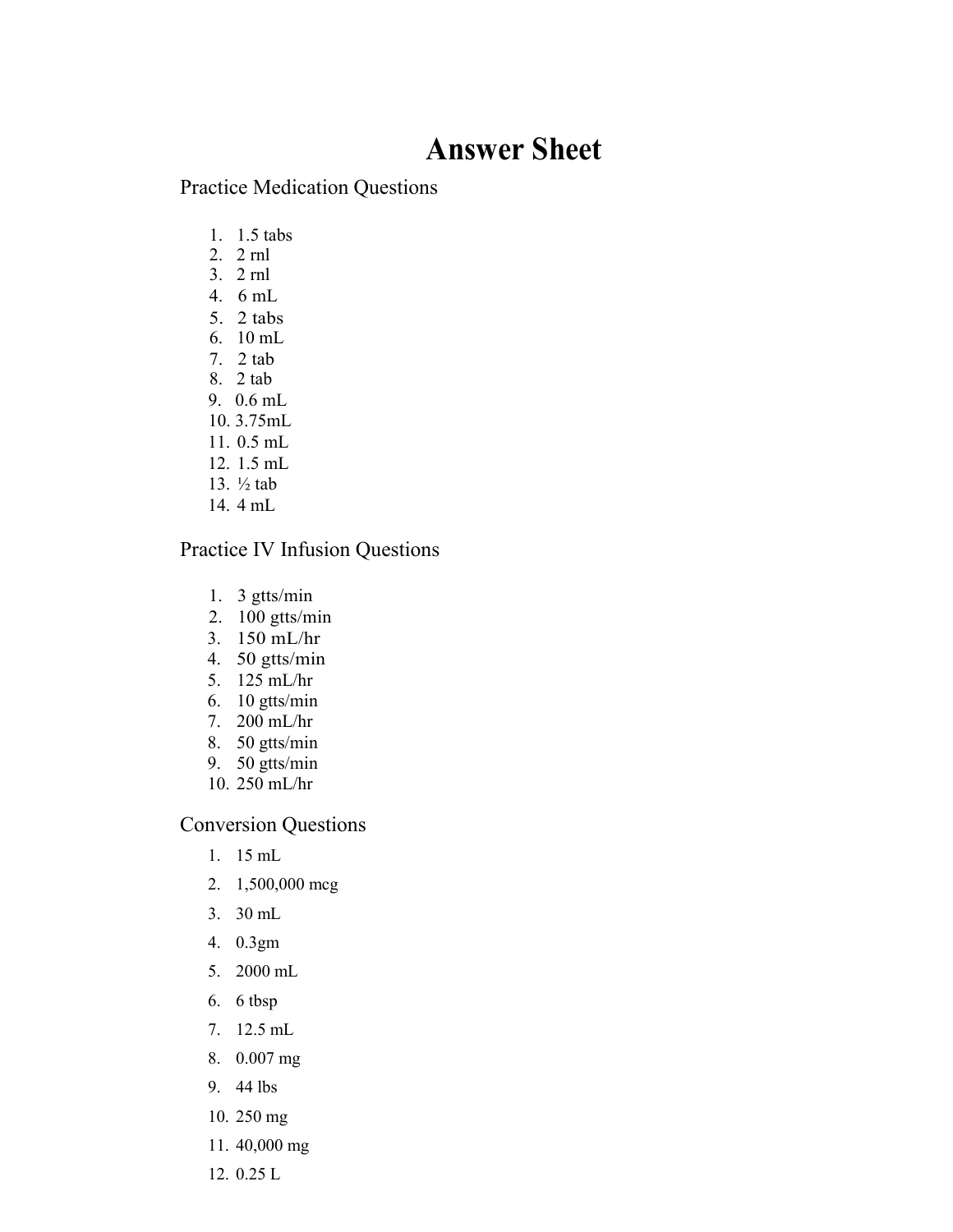# Answer Sheet

## Practice Medication Questions

1. 1.5 tabs
2. 2 rnl
3. 2 rnl
4. 6 mL
5. 2 tabs
6. 10 mL
7. 2 tab
8. 2 tab
9. 0.6 mL
10. 3.75mL
11. 0.5 mL
12. 1.5 mL
13. ½ tab
14. 4 mL

## Practice IV Infusion Questions

1. 3 gtts/min
2. 100 gtts/min
3. 150 mL/hr
4. 50 gtts/min
5. 125 mL/hr
6. 10 gtts/min
7. 200 mL/hr
8. 50 gtts/min
9. 50 gtts/min
10. 250 mL/hr

## Conversion Questions

1. 15 mL
2. 1,500,000 mcg
3. 30 mL
4. 0.3gm
5. 2000 mL
6. 6 tbsp
7. 12.5 mL
8. 0.007 mg
9. 44 lbs
10. 250 mg
11. 40,000 mg
12. 0.25 L